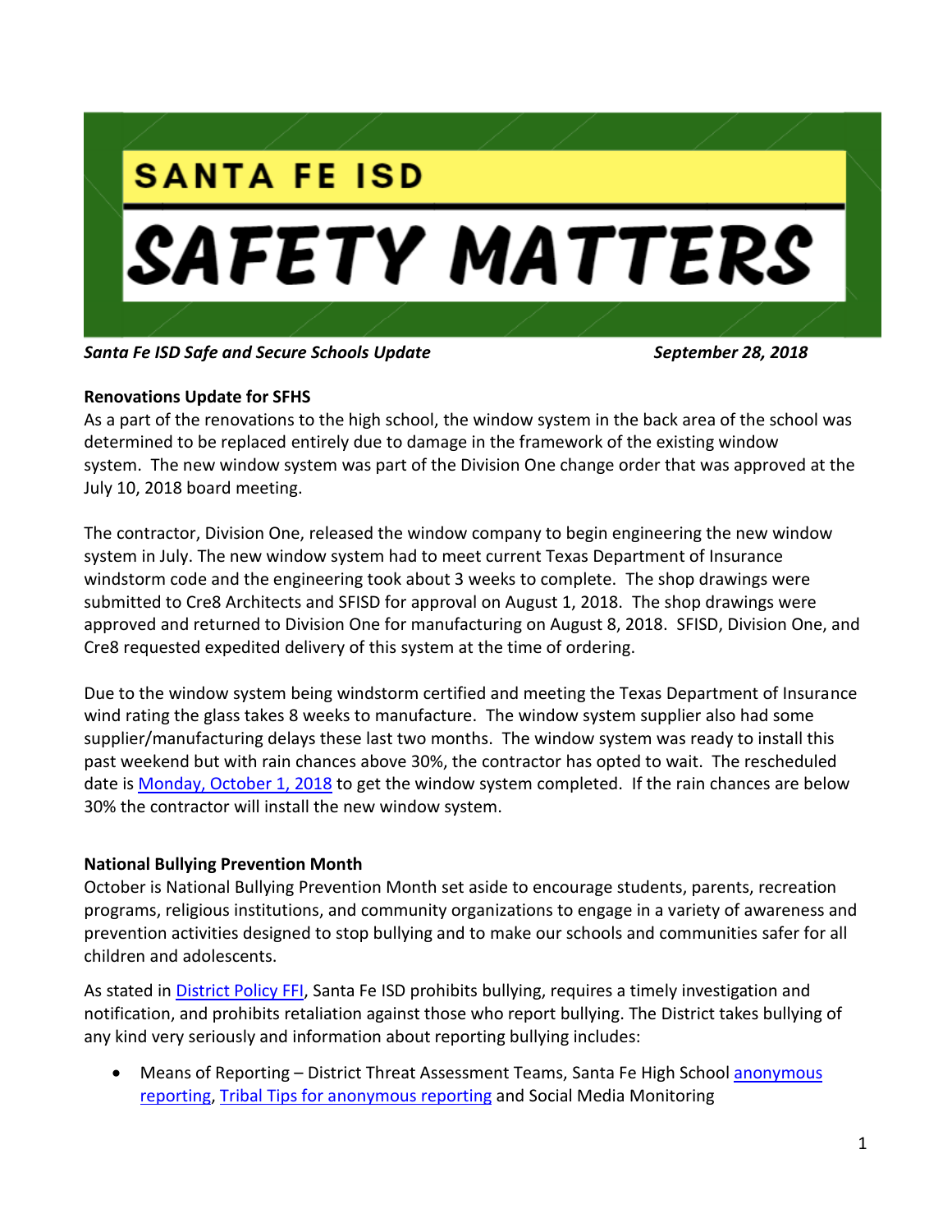# SANTA FE ISD

# SAFETY MATTERS

*Santa Fe ISD Safe and Secure Schools Update* *September 28, 2018*

**Renovations Update for SFHS**

As a part of the renovations to the high school, the window system in the back area of the school was determined to be replaced entirely due to damage in the framework of the existing window system. The new window system was part of the Division One change order that was approved at the July 10, 2018 board meeting.

The contractor, Division One, released the window company to begin engineering the new window system in July. The new window system had to meet current Texas Department of Insurance windstorm code and the engineering took about 3 weeks to complete. The shop drawings were submitted to Cre8 Architects and SFISD for approval on August 1, 2018. The shop drawings were approved and returned to Division One for manufacturing on August 8, 2018. SFISD, Division One, and Cre8 requested expedited delivery of this system at the time of ordering.

Due to the window system being windstorm certified and meeting the Texas Department of Insurance wind rating the glass takes 8 weeks to manufacture. The window system supplier also had some supplier/manufacturing delays these last two months. The window system was ready to install this past weekend but with rain chances above 30%, the contractor has opted to wait. The rescheduled date is Monday, October 1, 2018 to get the window system completed. If the rain chances are below 30% the contractor will install the new window system.

**National Bullying Prevention Month**

October is National Bullying Prevention Month set aside to encourage students, parents, recreation programs, religious institutions, and community organizations to engage in a variety of awareness and prevention activities designed to stop bullying and to make our schools and communities safer for all children and adolescents.

As stated in District Policy FFI, Santa Fe ISD prohibits bullying, requires a timely investigation and notification, and prohibits retaliation against those who report bullying. The District takes bullying of any kind very seriously and information about reporting bullying includes:

- Means of Reporting – District Threat Assessment Teams, Santa Fe High School anonymous reporting, Tribal Tips for anonymous reporting and Social Media Monitoring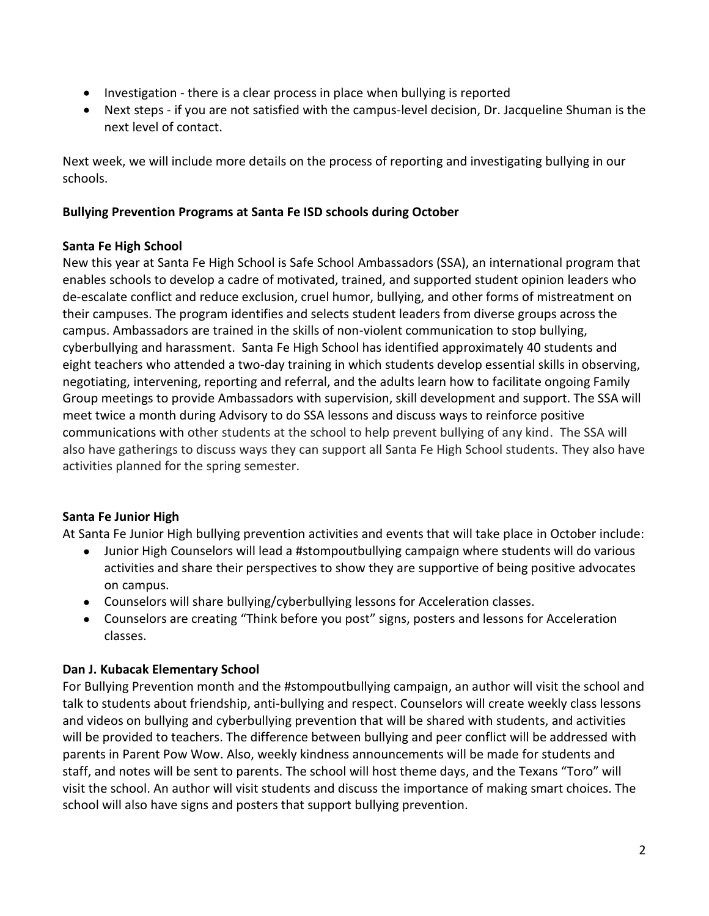- Investigation - there is a clear process in place when bullying is reported
- Next steps - if you are not satisfied with the campus-level decision, Dr. Jacqueline Shuman is the next level of contact.

Next week, we will include more details on the process of reporting and investigating bullying in our schools.

**Bullying Prevention Programs at Santa Fe ISD schools during October**

**Santa Fe High School**

New this year at Santa Fe High School is Safe School Ambassadors (SSA), an international program that enables schools to develop a cadre of motivated, trained, and supported student opinion leaders who de-escalate conflict and reduce exclusion, cruel humor, bullying, and other forms of mistreatment on their campuses. The program identifies and selects student leaders from diverse groups across the campus. Ambassadors are trained in the skills of non-violent communication to stop bullying, cyberbullying and harassment. Santa Fe High School has identified approximately 40 students and eight teachers who attended a two-day training in which students develop essential skills in observing, negotiating, intervening, reporting and referral, and the adults learn how to facilitate ongoing Family Group meetings to provide Ambassadors with supervision, skill development and support. The SSA will meet twice a month during Advisory to do SSA lessons and discuss ways to reinforce positive communications with other students at the school to help prevent bullying of any kind. The SSA will also have gatherings to discuss ways they can support all Santa Fe High School students. They also have activities planned for the spring semester.

**Santa Fe Junior High**

At Santa Fe Junior High bullying prevention activities and events that will take place in October include:

- Junior High Counselors will lead a #stompoutbullying campaign where students will do various activities and share their perspectives to show they are supportive of being positive advocates on campus.
- Counselors will share bullying/cyberbullying lessons for Acceleration classes.
- Counselors are creating "Think before you post" signs, posters and lessons for Acceleration classes.

**Dan J. Kubacak Elementary School**

For Bullying Prevention month and the #stompoutbullying campaign, an author will visit the school and talk to students about friendship, anti-bullying and respect. Counselors will create weekly class lessons and videos on bullying and cyberbullying prevention that will be shared with students, and activities will be provided to teachers. The difference between bullying and peer conflict will be addressed with parents in Parent Pow Wow. Also, weekly kindness announcements will be made for students and staff, and notes will be sent to parents. The school will host theme days, and the Texans "Toro" will visit the school. An author will visit students and discuss the importance of making smart choices. The school will also have signs and posters that support bullying prevention.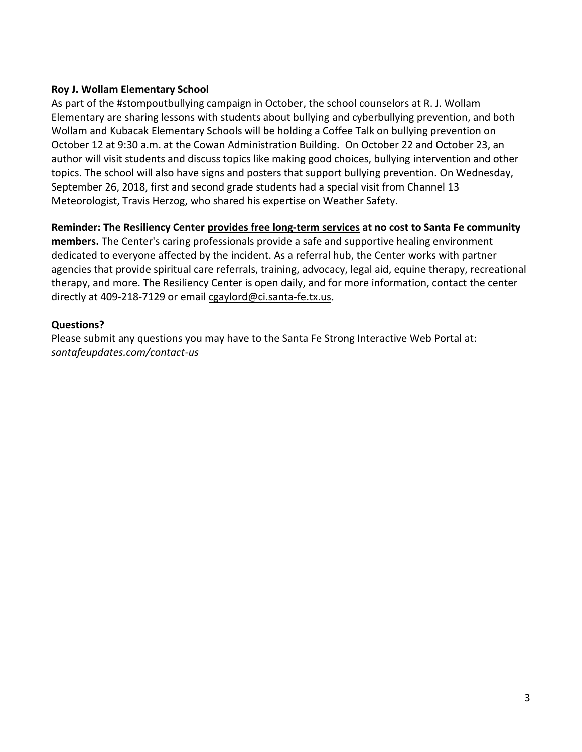**Roy J. Wollam Elementary School**

As part of the #stompoutbullying campaign in October, the school counselors at R. J. Wollam Elementary are sharing lessons with students about bullying and cyberbullying prevention, and both Wollam and Kubacak Elementary Schools will be holding a Coffee Talk on bullying prevention on October 12 at 9:30 a.m. at the Cowan Administration Building. On October 22 and October 23, an author will visit students and discuss topics like making good choices, bullying intervention and other topics. The school will also have signs and posters that support bullying prevention. On Wednesday, September 26, 2018, first and second grade students had a special visit from Channel 13 Meteorologist, Travis Herzog, who shared his expertise on Weather Safety.

**Reminder: The Resiliency Center provides free long-term services at no cost to Santa Fe community members.** The Center's caring professionals provide a safe and supportive healing environment dedicated to everyone affected by the incident. As a referral hub, the Center works with partner agencies that provide spiritual care referrals, training, advocacy, legal aid, equine therapy, recreational therapy, and more. The Resiliency Center is open daily, and for more information, contact the center directly at 409-218-7129 or email cgaylord@ci.santa-fe.tx.us.

**Questions?**

Please submit any questions you may have to the Santa Fe Strong Interactive Web Portal at: *santafeupdates.com/contact-us*